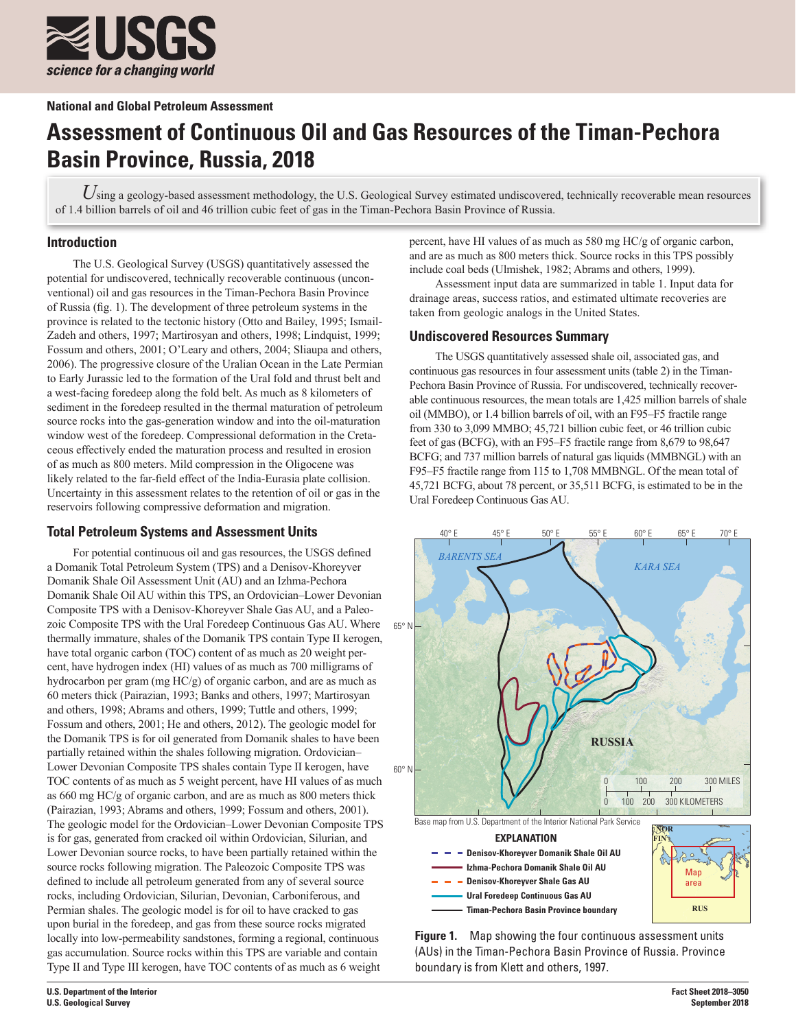**National and Global Petroleum Assessment**

# Assessment of Continuous Oil and Gas Resources of the Timan-Pechora Basin Province, Russia, 2018

Using a geology-based assessment methodology, the U.S. Geological Survey estimated undiscovered, technically recoverable mean resources of 1.4 billion barrels of oil and 46 trillion cubic feet of gas in the Timan-Pechora Basin Province of Russia.

## Introduction

The U.S. Geological Survey (USGS) quantitatively assessed the potential for undiscovered, technically recoverable continuous (unconventional) oil and gas resources in the Timan-Pechora Basin Province of Russia (fig. 1). The development of three petroleum systems in the province is related to the tectonic history (Otto and Bailey, 1995; Ismail-Zadeh and others, 1997; Martirosyan and others, 1998; Lindquist, 1999; Fossum and others, 2001; O'Leary and others, 2004; Sliaupa and others, 2006). The progressive closure of the Uralian Ocean in the Late Permian to Early Jurassic led to the formation of the Ural fold and thrust belt and a west-facing foredeep along the fold belt. As much as 8 kilometers of sediment in the foredeep resulted in the thermal maturation of petroleum source rocks into the gas-generation window and into the oil-maturation window west of the foredeep. Compressional deformation in the Cretaceous effectively ended the maturation process and resulted in erosion of as much as 800 meters. Mild compression in the Oligocene was likely related to the far-field effect of the India-Eurasia plate collision. Uncertainty in this assessment relates to the retention of oil or gas in the reservoirs following compressive deformation and migration.

## Total Petroleum Systems and Assessment Units

For potential continuous oil and gas resources, the USGS defined a Domanik Total Petroleum System (TPS) and a Denisov-Khoreyver Domanik Shale Oil Assessment Unit (AU) and an Izhma-Pechora Domanik Shale Oil AU within this TPS, an Ordovician–Lower Devonian Composite TPS with a Denisov-Khoreyver Shale Gas AU, and a Paleozoic Composite TPS with the Ural Foredeep Continuous Gas AU. Where thermally immature, shales of the Domanik TPS contain Type II kerogen, have total organic carbon (TOC) content of as much as 20 weight percent, have hydrogen index (HI) values of as much as 700 milligrams of hydrocarbon per gram (mg HC/g) of organic carbon, and are as much as 60 meters thick (Pairazian, 1993; Banks and others, 1997; Martirosyan and others, 1998; Abrams and others, 1999; Tuttle and others, 1999; Fossum and others, 2001; He and others, 2012). The geologic model for the Domanik TPS is for oil generated from Domanik shales to have been partially retained within the shales following migration. Ordovician–Lower Devonian Composite TPS shales contain Type II kerogen, have TOC contents of as much as 5 weight percent, have HI values of as much as 660 mg HC/g of organic carbon, and are as much as 800 meters thick (Pairazian, 1993; Abrams and others, 1999; Fossum and others, 2001). The geologic model for the Ordovician–Lower Devonian Composite TPS is for gas, generated from cracked oil within Ordovician, Silurian, and Lower Devonian source rocks, to have been partially retained within the source rocks following migration. The Paleozoic Composite TPS was defined to include all petroleum generated from any of several source rocks, including Ordovician, Silurian, Devonian, Carboniferous, and Permian shales. The geologic model is for oil to have cracked to gas upon burial in the foredeep, and gas from these source rocks migrated locally into low-permeability sandstones, forming a regional, continuous gas accumulation. Source rocks within this TPS are variable and contain Type II and Type III kerogen, have TOC contents of as much as 6 weight percent, have HI values of as much as 580 mg HC/g of organic carbon, and are as much as 800 meters thick. Source rocks in this TPS possibly include coal beds (Ulmishek, 1982; Abrams and others, 1999).

Assessment input data are summarized in table 1. Input data for drainage areas, success ratios, and estimated ultimate recoveries are taken from geologic analogs in the United States.

## Undiscovered Resources Summary

The USGS quantitatively assessed shale oil, associated gas, and continuous gas resources in four assessment units (table 2) in the Timan-Pechora Basin Province of Russia. For undiscovered, technically recoverable continuous resources, the mean totals are 1,425 million barrels of shale oil (MMBO), or 1.4 billion barrels of oil, with an F95–F5 fractile range from 330 to 3,099 MMBO; 45,721 billion cubic feet, or 46 trillion cubic feet of gas (BCFG), with an F95–F5 fractile range from 8,679 to 98,647 BCFG; and 737 million barrels of natural gas liquids (MMBNGL) with an F95–F5 fractile range from 115 to 1,708 MMBNGL. Of the mean total of 45,721 BCFG, about 78 percent, or 35,511 BCFG, is estimated to be in the Ural Foredeep Continuous Gas AU.

Base map from U.S. Department of the Interior National Park Service

**EXPLANATION**

- Denisov-Khoreyver Domanik Shale Oil AU
- Izhma-Pechora Domanik Shale Oil AU
- Denisov-Khoreyver Shale Gas AU
- Ural Foredeep Continuous Gas AU
- Timan-Pechora Basin Province boundary

**Figure 1.** Map showing the four continuous assessment units (AUs) in the Timan-Pechora Basin Province of Russia. Province boundary is from Klett and others, 1997.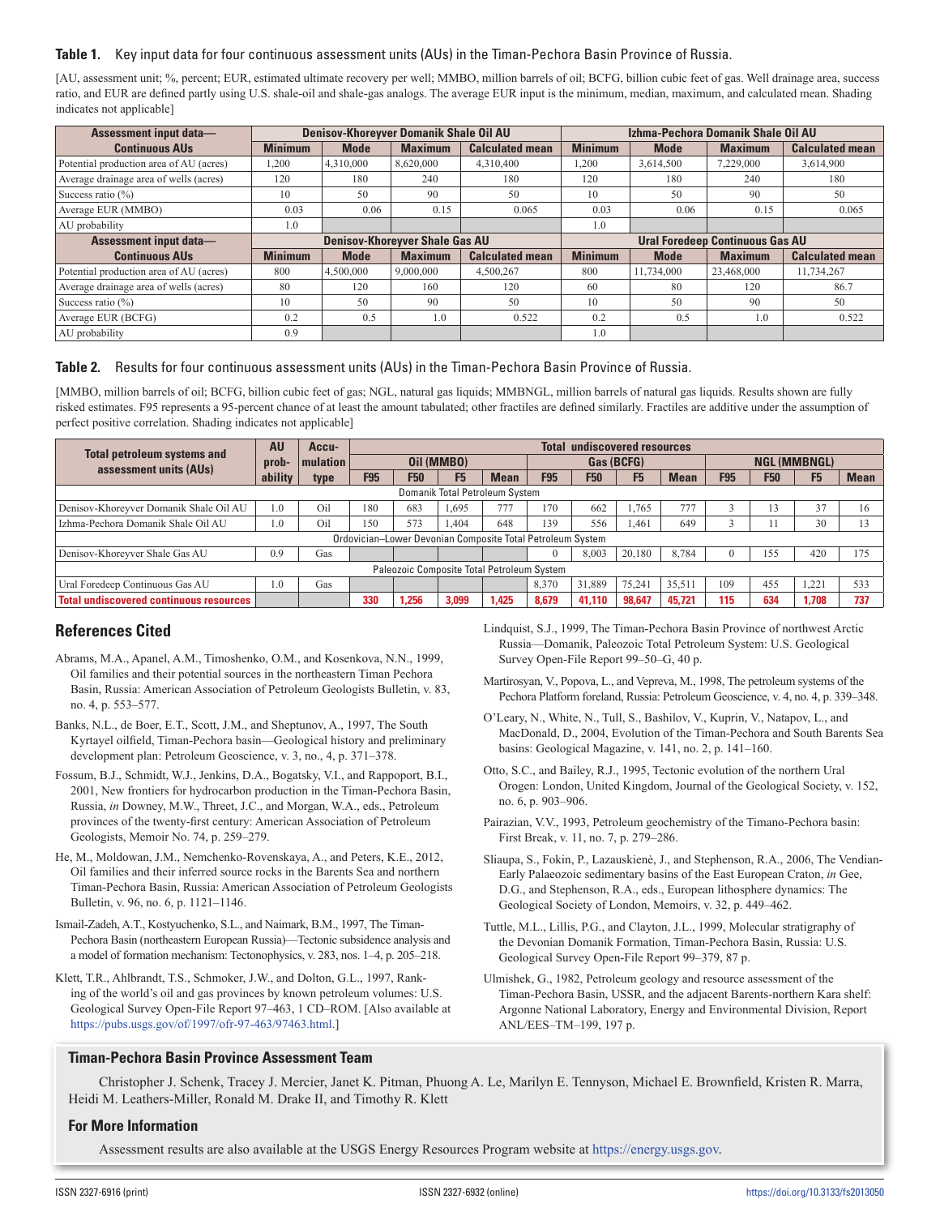**Table 1.** Key input data for four continuous assessment units (AUs) in the Timan-Pechora Basin Province of Russia.

[AU, assessment unit; %, percent; EUR, estimated ultimate recovery per well; MMBO, million barrels of oil; BCFG, billion cubic feet of gas. Well drainage area, success ratio, and EUR are defined partly using U.S. shale-oil and shale-gas analogs. The average EUR input is the minimum, median, maximum, and calculated mean. Shading indicates not applicable]

| Assessment input data—Continuous AUs | Denisov-Khoreyver Domanik Shale Oil AU | | | | Izhma-Pechora Domanik Shale Oil AU | | | |
|---|---|---|---|---|---|---|---|---|
| | Minimum | Mode | Maximum | Calculated mean | Minimum | Mode | Maximum | Calculated mean |
| Potential production area of AU (acres) | 1,200 | 4,310,000 | 8,620,000 | 4,310,400 | 1,200 | 3,614,500 | 7,229,000 | 3,614,900 |
| Average drainage area of wells (acres) | 120 | 180 | 240 | 180 | 120 | 180 | 240 | 180 |
| Success ratio (%) | 10 | 50 | 90 | 50 | 10 | 50 | 90 | 50 |
| Average EUR (MMBO) | 0.03 | 0.06 | 0.15 | 0.065 | 0.03 | 0.06 | 0.15 | 0.065 |
| AU probability | 1.0 | | | | 1.0 | | | |
| **Assessment input data—Continuous AUs** | **Denisov-Khoreyver Shale Gas AU** | | | | **Ural Foredeep Continuous Gas AU** | | | |
| | **Minimum** | **Mode** | **Maximum** | **Calculated mean** | **Minimum** | **Mode** | **Maximum** | **Calculated mean** |
| Potential production area of AU (acres) | 800 | 4,500,000 | 9,000,000 | 4,500,267 | 800 | 11,734,000 | 23,468,000 | 11,734,267 |
| Average drainage area of wells (acres) | 80 | 120 | 160 | 120 | 60 | 80 | 120 | 86.7 |
| Success ratio (%) | 10 | 50 | 90 | 50 | 10 | 50 | 90 | 50 |
| Average EUR (BCFG) | 0.2 | 0.5 | 1.0 | 0.522 | 0.2 | 0.5 | 1.0 | 0.522 |
| AU probability | 0.9 | | | | 1.0 | | | |

**Table 2.** Results for four continuous assessment units (AUs) in the Timan-Pechora Basin Province of Russia.

[MMBO, million barrels of oil; BCFG, billion cubic feet of gas; NGL, natural gas liquids; MMBNGL, million barrels of natural gas liquids. Results shown are fully risked estimates. F95 represents a 95-percent chance of at least the amount tabulated; other fractiles are defined similarly. Fractiles are additive under the assumption of perfect positive correlation. Shading indicates not applicable]

| Total petroleum systems and assessment units (AUs) | AU prob-ability | Accu-mulation type | Total undiscovered resources | | | | | | | | | | | |
|---|---|---|---|---|---|---|---|---|---|---|---|---|---|---|
| | | | Oil (MMBO) | | | | Gas (BCFG) | | | | NGL (MMBNGL) | | | |
| | | | F95 | F50 | F5 | Mean | F95 | F50 | F5 | Mean | F95 | F50 | F5 | Mean |
| Domanik Total Petroleum System | | | | | | | | | | | | | | |
| Denisov-Khoreyver Domanik Shale Oil AU | 1.0 | Oil | 180 | 683 | 1,695 | 777 | 170 | 662 | 1,765 | 777 | 3 | 13 | 37 | 16 |
| Izhma-Pechora Domanik Shale Oil AU | 1.0 | Oil | 150 | 573 | 1,404 | 648 | 139 | 556 | 1,461 | 649 | 3 | 11 | 30 | 13 |
| Ordovician–Lower Devonian Composite Total Petroleum System | | | | | | | | | | | | | | |
| Denisov-Khoreyver Shale Gas AU | 0.9 | Gas | | | | | 0 | 8,003 | 20,180 | 8,784 | 0 | 155 | 420 | 175 |
| Paleozoic Composite Total Petroleum System | | | | | | | | | | | | | | |
| Ural Foredeep Continuous Gas AU | 1.0 | Gas | | | | | 8,370 | 31,889 | 75,241 | 35,511 | 109 | 455 | 1,221 | 533 |
| **Total undiscovered continuous resources** | | | **330** | **1,256** | **3,099** | **1,425** | **8,679** | **41,110** | **98,647** | **45,721** | **115** | **634** | **1,708** | **737** |

## References Cited

Abrams, M.A., Apanel, A.M., Timoshenko, O.M., and Kosenkova, N.N., 1999, Oil families and their potential sources in the northeastern Timan Pechora Basin, Russia: American Association of Petroleum Geologists Bulletin, v. 83, no. 4, p. 553–577.

Banks, N.L., de Boer, E.T., Scott, J.M., and Sheptunov, A., 1997, The South Kyrtayel oilfield, Timan-Pechora basin—Geological history and preliminary development plan: Petroleum Geoscience, v. 3, no., 4, p. 371–378.

Fossum, B.J., Schmidt, W.J., Jenkins, D.A., Bogatsky, V.I., and Rappoport, B.I., 2001, New frontiers for hydrocarbon production in the Timan-Pechora Basin, Russia, *in* Downey, M.W., Threet, J.C., and Morgan, W.A., eds., Petroleum provinces of the twenty-first century: American Association of Petroleum Geologists, Memoir No. 74, p. 259–279.

He, M., Moldowan, J.M., Nemchenko-Rovenskaya, A., and Peters, K.E., 2012, Oil families and their inferred source rocks in the Barents Sea and northern Timan-Pechora Basin, Russia: American Association of Petroleum Geologists Bulletin, v. 96, no. 6, p. 1121–1146.

Ismail-Zadeh, A.T., Kostyuchenko, S.L., and Naimark, B.M., 1997, The Timan-Pechora Basin (northeastern European Russia)—Tectonic subsidence analysis and a model of formation mechanism: Tectonophysics, v. 283, nos. 1–4, p. 205–218.

Klett, T.R., Ahlbrandt, T.S., Schmoker, J.W., and Dolton, G.L., 1997, Ranking of the world's oil and gas provinces by known petroleum volumes: U.S. Geological Survey Open-File Report 97–463, 1 CD–ROM. [Also available at https://pubs.usgs.gov/of/1997/ofr-97-463/97463.html.]

Lindquist, S.J., 1999, The Timan-Pechora Basin Province of northwest Arctic Russia—Domanik, Paleozoic Total Petroleum System: U.S. Geological Survey Open-File Report 99–50–G, 40 p.

Martirosyan, V., Popova, L., and Vepreva, M., 1998, The petroleum systems of the Pechora Platform foreland, Russia: Petroleum Geoscience, v. 4, no. 4, p. 339–348.

O'Leary, N., White, N., Tull, S., Bashilov, V., Kuprin, V., Natapov, L., and MacDonald, D., 2004, Evolution of the Timan-Pechora and South Barents Sea basins: Geological Magazine, v. 141, no. 2, p. 141–160.

Otto, S.C., and Bailey, R.J., 1995, Tectonic evolution of the northern Ural Orogen: London, United Kingdom, Journal of the Geological Society, v. 152, no. 6, p. 903–906.

Pairazian, V.V., 1993, Petroleum geochemistry of the Timano-Pechora basin: First Break, v. 11, no. 7, p. 279–286.

Sliaupa, S., Fokin, P., Lazauskienė, J., and Stephenson, R.A., 2006, The Vendian-Early Palaeozoic sedimentary basins of the East European Craton, *in* Gee, D.G., and Stephenson, R.A., eds., European lithosphere dynamics: The Geological Society of London, Memoirs, v. 32, p. 449–462.

Tuttle, M.L., Lillis, P.G., and Clayton, J.L., 1999, Molecular stratigraphy of the Devonian Domanik Formation, Timan-Pechora Basin, Russia: U.S. Geological Survey Open-File Report 99–379, 87 p.

Ulmishek, G., 1982, Petroleum geology and resource assessment of the Timan-Pechora Basin, USSR, and the adjacent Barents-northern Kara shelf: Argonne National Laboratory, Energy and Environmental Division, Report ANL/EES–TM–199, 197 p.

### Timan-Pechora Basin Province Assessment Team

Christopher J. Schenk, Tracey J. Mercier, Janet K. Pitman, Phuong A. Le, Marilyn E. Tennyson, Michael E. Brownfield, Kristen R. Marra, Heidi M. Leathers-Miller, Ronald M. Drake II, and Timothy R. Klett

### For More Information

Assessment results are also available at the USGS Energy Resources Program website at https://energy.usgs.gov.

ISSN 2327-6916 (print) ISSN 2327-6932 (online) https://doi.org/10.3133/fs20130500